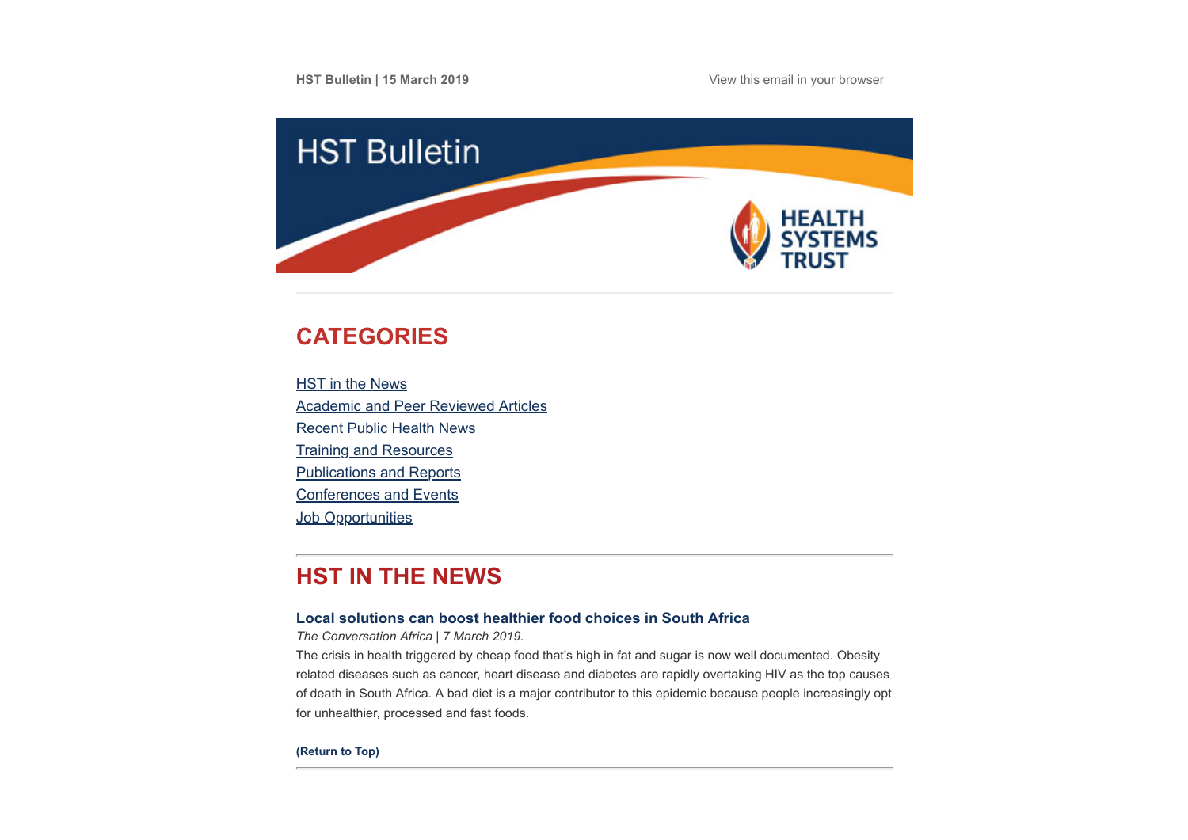HST Bulletin | 15 March 2019

View this email in your browser

# HST Bulletin

HEALTH SYSTEMS TRUST

## CATEGORIES

- HST in the News
- Academic and Peer Reviewed Articles
- Recent Public Health News
- Training and Resources
- Publications and Reports
- Conferences and Events
- Job Opportunities

## HST IN THE NEWS

### Local solutions can boost healthier food choices in South Africa

*The Conversation Africa | 7 March 2019.*

The crisis in health triggered by cheap food that's high in fat and sugar is now well documented. Obesity related diseases such as cancer, heart disease and diabetes are rapidly overtaking HIV as the top causes of death in South Africa. A bad diet is a major contributor to this epidemic because people increasingly opt for unhealthier, processed and fast foods.

**(Return to Top)**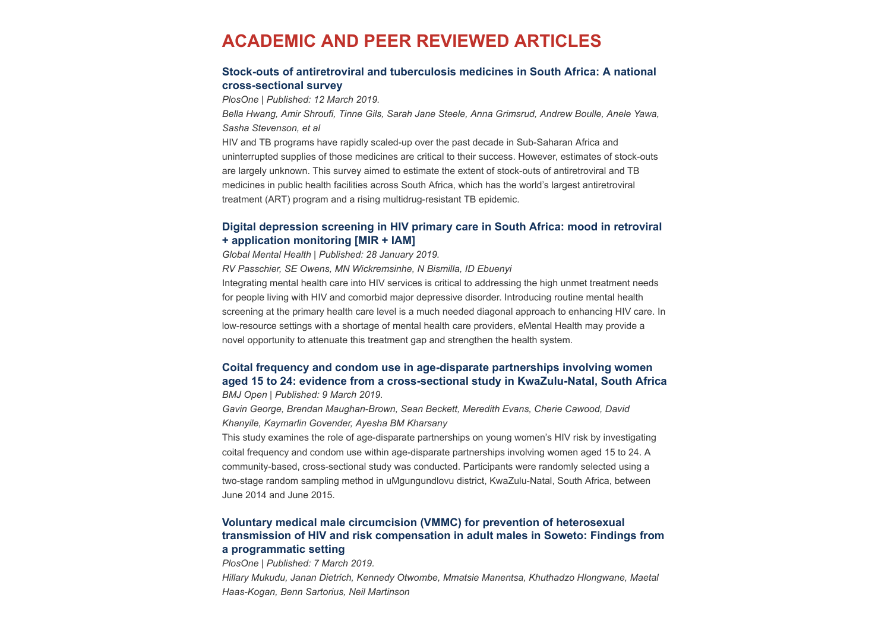# ACADEMIC AND PEER REVIEWED ARTICLES

### Stock-outs of antiretroviral and tuberculosis medicines in South Africa: A national cross-sectional survey

*PlosOne | Published: 12 March 2019.*

*Bella Hwang, Amir Shroufi, Tinne Gils, Sarah Jane Steele, Anna Grimsrud, Andrew Boulle, Anele Yawa, Sasha Stevenson, et al*

HIV and TB programs have rapidly scaled-up over the past decade in Sub-Saharan Africa and uninterrupted supplies of those medicines are critical to their success. However, estimates of stock-outs are largely unknown. This survey aimed to estimate the extent of stock-outs of antiretroviral and TB medicines in public health facilities across South Africa, which has the world's largest antiretroviral treatment (ART) program and a rising multidrug-resistant TB epidemic.

### Digital depression screening in HIV primary care in South Africa: mood in retroviral + application monitoring [MIR + IAM]

*Global Mental Health | Published: 28 January 2019.*

*RV Passchier, SE Owens, MN Wickremsinhe, N Bismilla, ID Ebuenyi*

Integrating mental health care into HIV services is critical to addressing the high unmet treatment needs for people living with HIV and comorbid major depressive disorder. Introducing routine mental health screening at the primary health care level is a much needed diagonal approach to enhancing HIV care. In low-resource settings with a shortage of mental health care providers, eMental Health may provide a novel opportunity to attenuate this treatment gap and strengthen the health system.

### Coital frequency and condom use in age-disparate partnerships involving women aged 15 to 24: evidence from a cross-sectional study in KwaZulu-Natal, South Africa

*BMJ Open | Published: 9 March 2019.*

*Gavin George, Brendan Maughan-Brown, Sean Beckett, Meredith Evans, Cherie Cawood, David Khanyile, Kaymarlin Govender, Ayesha BM Kharsany*

This study examines the role of age-disparate partnerships on young women's HIV risk by investigating coital frequency and condom use within age-disparate partnerships involving women aged 15 to 24. A community-based, cross-sectional study was conducted. Participants were randomly selected using a two-stage random sampling method in uMgungundlovu district, KwaZulu-Natal, South Africa, between June 2014 and June 2015.

### Voluntary medical male circumcision (VMMC) for prevention of heterosexual transmission of HIV and risk compensation in adult males in Soweto: Findings from a programmatic setting

*PlosOne | Published: 7 March 2019.*

*Hillary Mukudu, Janan Dietrich, Kennedy Otwombe, Mmatsie Manentsa, Khuthadzo Hlongwane, Maetal Haas-Kogan, Benn Sartorius, Neil Martinson*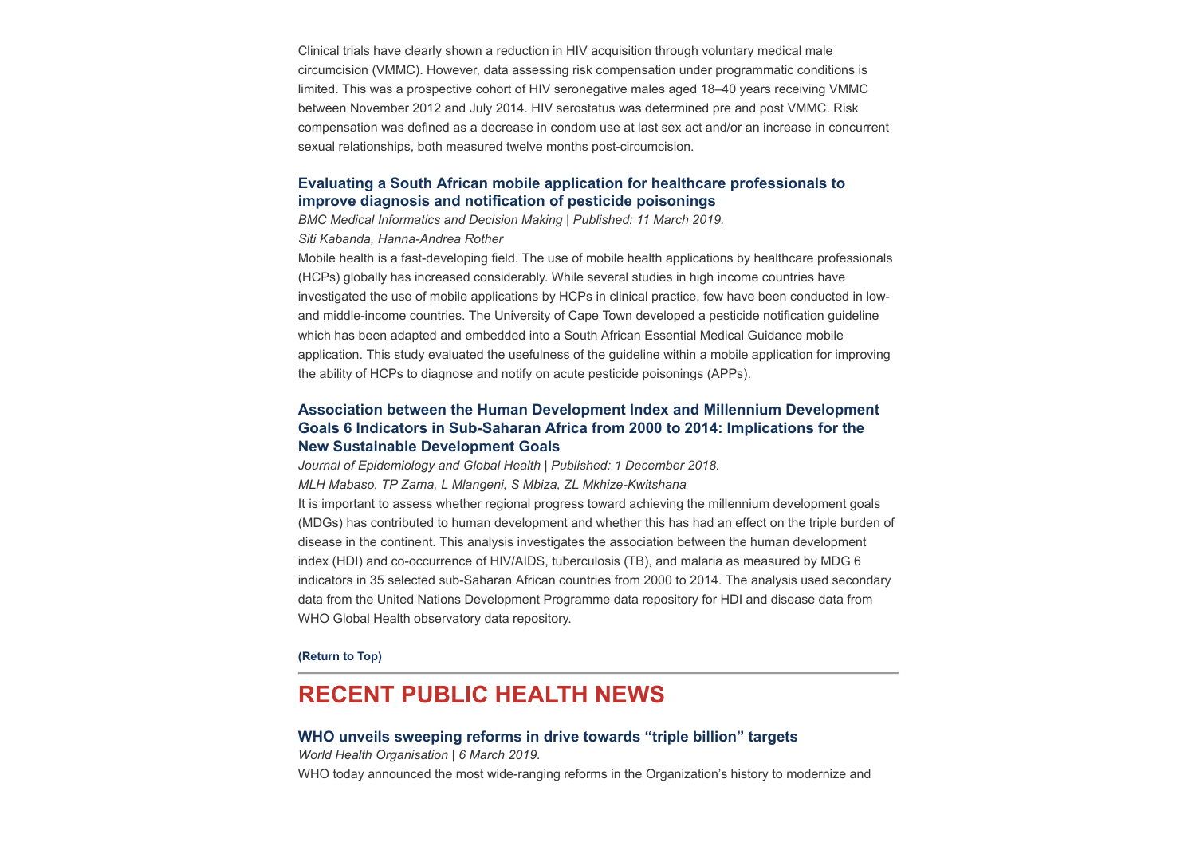Clinical trials have clearly shown a reduction in HIV acquisition through voluntary medical male circumcision (VMMC). However, data assessing risk compensation under programmatic conditions is limited. This was a prospective cohort of HIV seronegative males aged 18–40 years receiving VMMC between November 2012 and July 2014. HIV serostatus was determined pre and post VMMC. Risk compensation was defined as a decrease in condom use at last sex act and/or an increase in concurrent sexual relationships, both measured twelve months post-circumcision.

### Evaluating a South African mobile application for healthcare professionals to improve diagnosis and notification of pesticide poisonings

*BMC Medical Informatics and Decision Making | Published: 11 March 2019.*

*Siti Kabanda, Hanna-Andrea Rother*

Mobile health is a fast-developing field. The use of mobile health applications by healthcare professionals (HCPs) globally has increased considerably. While several studies in high income countries have investigated the use of mobile applications by HCPs in clinical practice, few have been conducted in low- and middle-income countries. The University of Cape Town developed a pesticide notification guideline which has been adapted and embedded into a South African Essential Medical Guidance mobile application. This study evaluated the usefulness of the guideline within a mobile application for improving the ability of HCPs to diagnose and notify on acute pesticide poisonings (APPs).

### Association between the Human Development Index and Millennium Development Goals 6 Indicators in Sub-Saharan Africa from 2000 to 2014: Implications for the New Sustainable Development Goals

*Journal of Epidemiology and Global Health | Published: 1 December 2018.*

*MLH Mabaso, TP Zama, L Mlangeni, S Mbiza, ZL Mkhize-Kwitshana*

It is important to assess whether regional progress toward achieving the millennium development goals (MDGs) has contributed to human development and whether this has had an effect on the triple burden of disease in the continent. This analysis investigates the association between the human development index (HDI) and co-occurrence of HIV/AIDS, tuberculosis (TB), and malaria as measured by MDG 6 indicators in 35 selected sub-Saharan African countries from 2000 to 2014. The analysis used secondary data from the United Nations Development Programme data repository for HDI and disease data from WHO Global Health observatory data repository.

**(Return to Top)**

---

## RECENT PUBLIC HEALTH NEWS

### WHO unveils sweeping reforms in drive towards "triple billion" targets

*World Health Organisation | 6 March 2019.*

WHO today announced the most wide-ranging reforms in the Organization's history to modernize and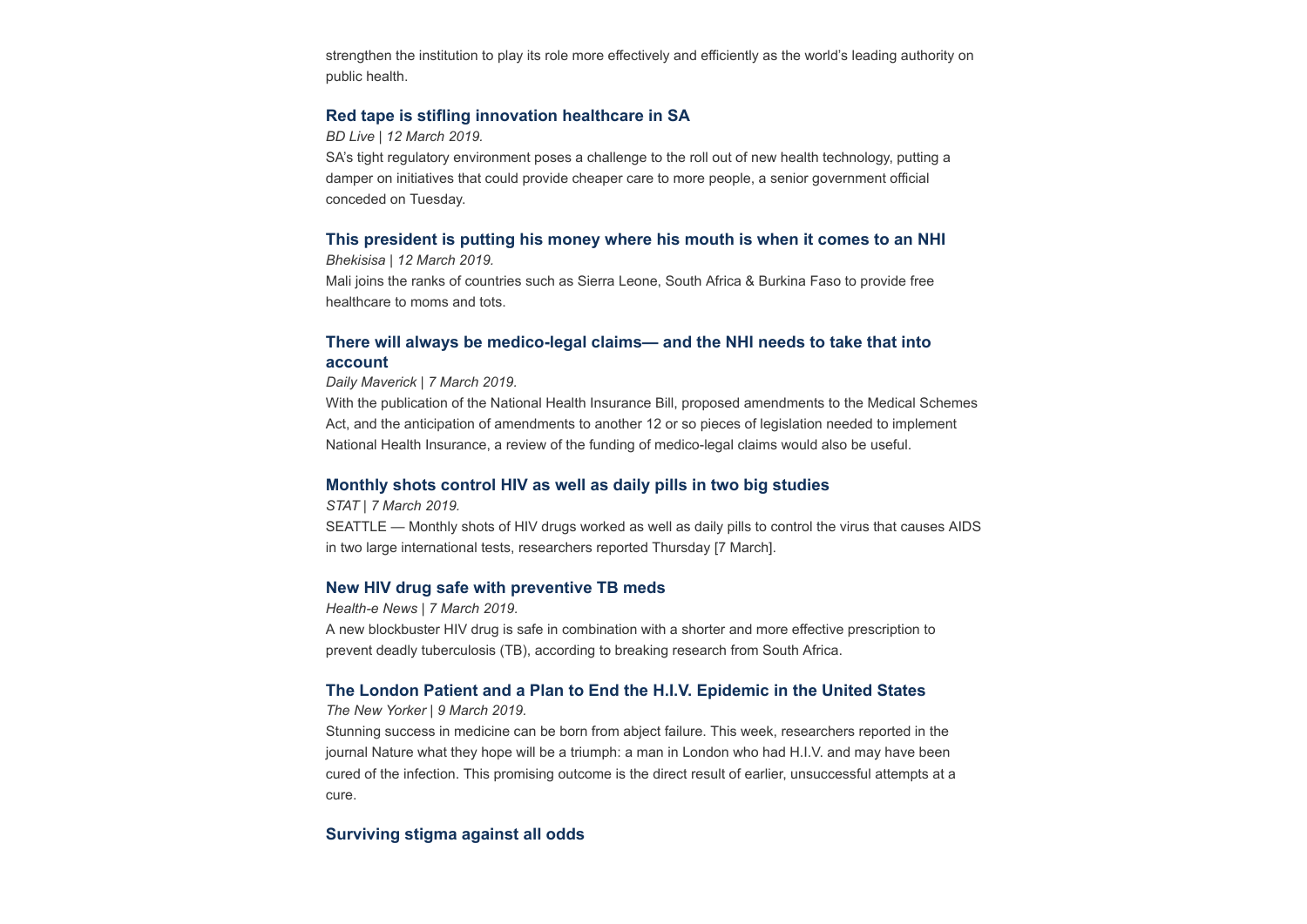strengthen the institution to play its role more effectively and efficiently as the world's leading authority on public health.

### Red tape is stifling innovation healthcare in SA

*BD Live | 12 March 2019.*

SA's tight regulatory environment poses a challenge to the roll out of new health technology, putting a damper on initiatives that could provide cheaper care to more people, a senior government official conceded on Tuesday.

### This president is putting his money where his mouth is when it comes to an NHI

*Bhekisisa | 12 March 2019.*

Mali joins the ranks of countries such as Sierra Leone, South Africa & Burkina Faso to provide free healthcare to moms and tots.

### There will always be medico-legal claims— and the NHI needs to take that into account

*Daily Maverick | 7 March 2019.*

With the publication of the National Health Insurance Bill, proposed amendments to the Medical Schemes Act, and the anticipation of amendments to another 12 or so pieces of legislation needed to implement National Health Insurance, a review of the funding of medico-legal claims would also be useful.

### Monthly shots control HIV as well as daily pills in two big studies

*STAT | 7 March 2019.*

SEATTLE — Monthly shots of HIV drugs worked as well as daily pills to control the virus that causes AIDS in two large international tests, researchers reported Thursday [7 March].

### New HIV drug safe with preventive TB meds

*Health-e News | 7 March 2019.*

A new blockbuster HIV drug is safe in combination with a shorter and more effective prescription to prevent deadly tuberculosis (TB), according to breaking research from South Africa.

### The London Patient and a Plan to End the H.I.V. Epidemic in the United States

*The New Yorker | 9 March 2019.*

Stunning success in medicine can be born from abject failure. This week, researchers reported in the journal Nature what they hope will be a triumph: a man in London who had H.I.V. and may have been cured of the infection. This promising outcome is the direct result of earlier, unsuccessful attempts at a cure.

### Surviving stigma against all odds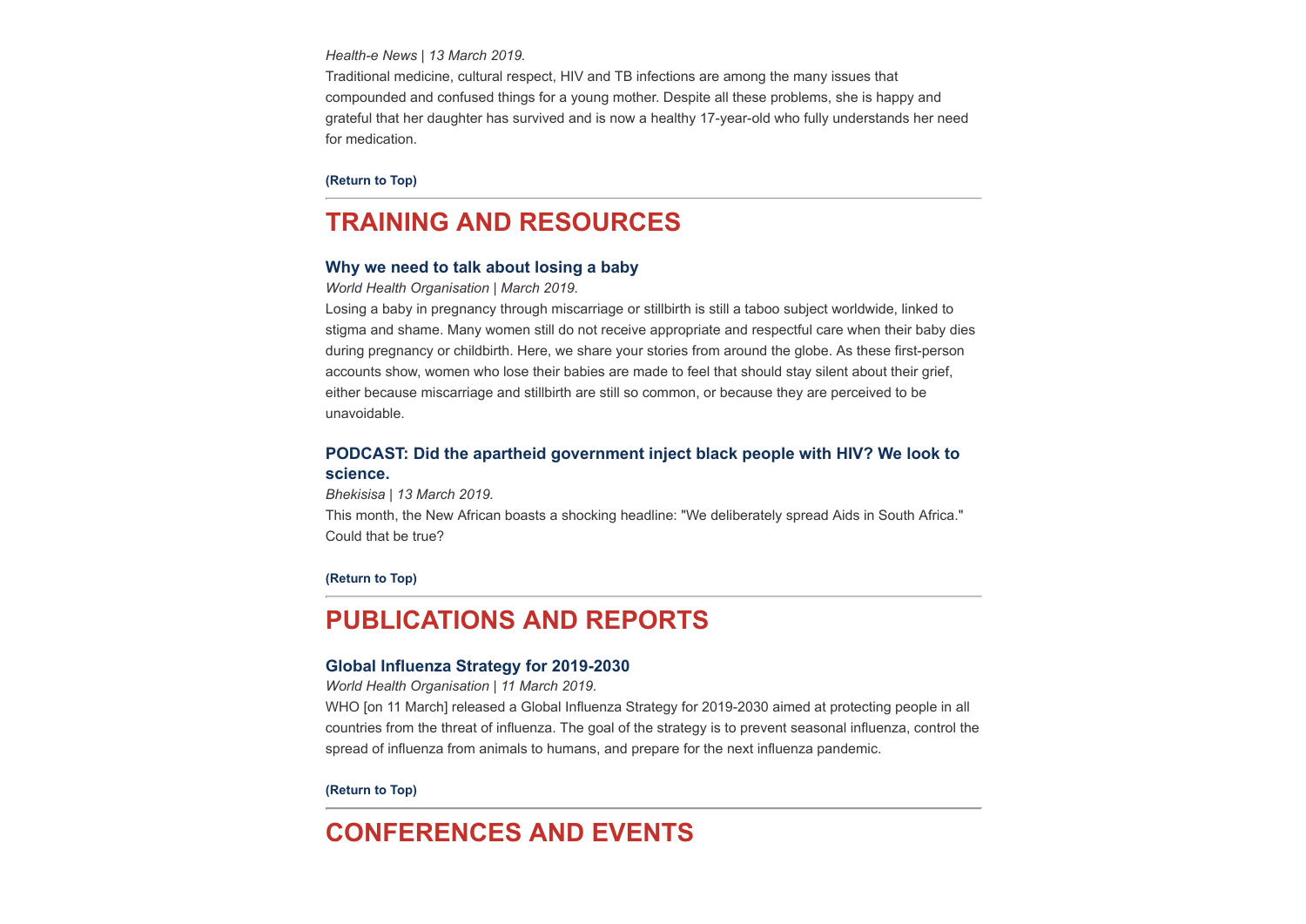*Health-e News | 13 March 2019.*

Traditional medicine, cultural respect, HIV and TB infections are among the many issues that compounded and confused things for a young mother. Despite all these problems, she is happy and grateful that her daughter has survived and is now a healthy 17-year-old who fully understands her need for medication.

**(Return to Top)**

---

# TRAINING AND RESOURCES

### Why we need to talk about losing a baby

*World Health Organisation | March 2019.*

Losing a baby in pregnancy through miscarriage or stillbirth is still a taboo subject worldwide, linked to stigma and shame. Many women still do not receive appropriate and respectful care when their baby dies during pregnancy or childbirth. Here, we share your stories from around the globe. As these first-person accounts show, women who lose their babies are made to feel that should stay silent about their grief, either because miscarriage and stillbirth are still so common, or because they are perceived to be unavoidable.

### PODCAST: Did the apartheid government inject black people with HIV? We look to science.

*Bhekisisa | 13 March 2019.*

This month, the New African boasts a shocking headline: "We deliberately spread Aids in South Africa." Could that be true?

**(Return to Top)**

---

# PUBLICATIONS AND REPORTS

### Global Influenza Strategy for 2019-2030

*World Health Organisation | 11 March 2019.*

WHO [on 11 March] released a Global Influenza Strategy for 2019-2030 aimed at protecting people in all countries from the threat of influenza. The goal of the strategy is to prevent seasonal influenza, control the spread of influenza from animals to humans, and prepare for the next influenza pandemic.

**(Return to Top)**

---

# CONFERENCES AND EVENTS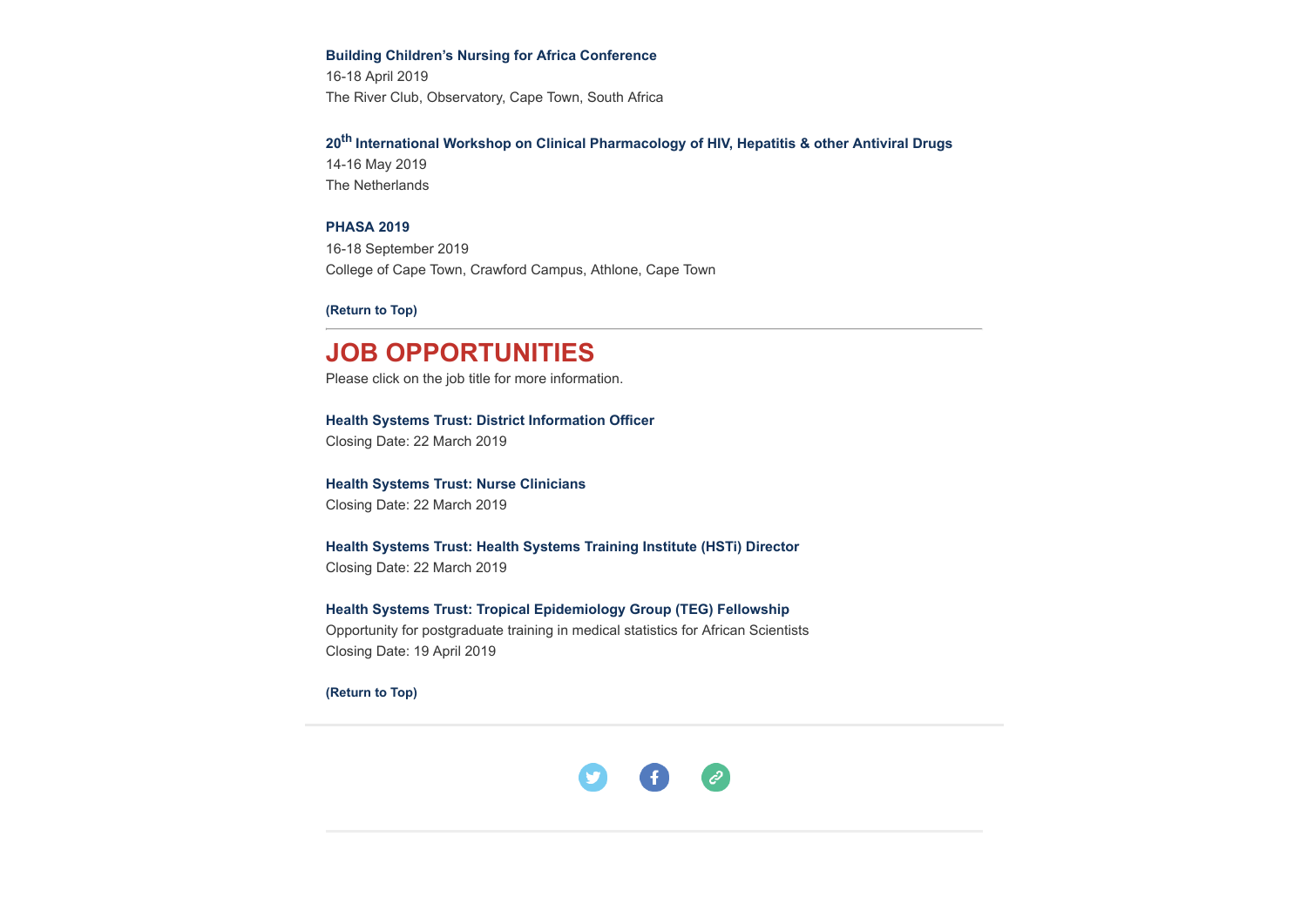**Building Children's Nursing for Africa Conference**
16-18 April 2019
The River Club, Observatory, Cape Town, South Africa

**20th International Workshop on Clinical Pharmacology of HIV, Hepatitis & other Antiviral Drugs**
14-16 May 2019
The Netherlands

**PHASA 2019**
16-18 September 2019
College of Cape Town, Crawford Campus, Athlone, Cape Town

**(Return to Top)**

---

## JOB OPPORTUNITIES

Please click on the job title for more information.

**Health Systems Trust: District Information Officer**
Closing Date: 22 March 2019

**Health Systems Trust: Nurse Clinicians**
Closing Date: 22 March 2019

**Health Systems Trust: Health Systems Training Institute (HSTi) Director**
Closing Date: 22 March 2019

**Health Systems Trust: Tropical Epidemiology Group (TEG) Fellowship**
Opportunity for postgraduate training in medical statistics for African Scientists
Closing Date: 19 April 2019

**(Return to Top)**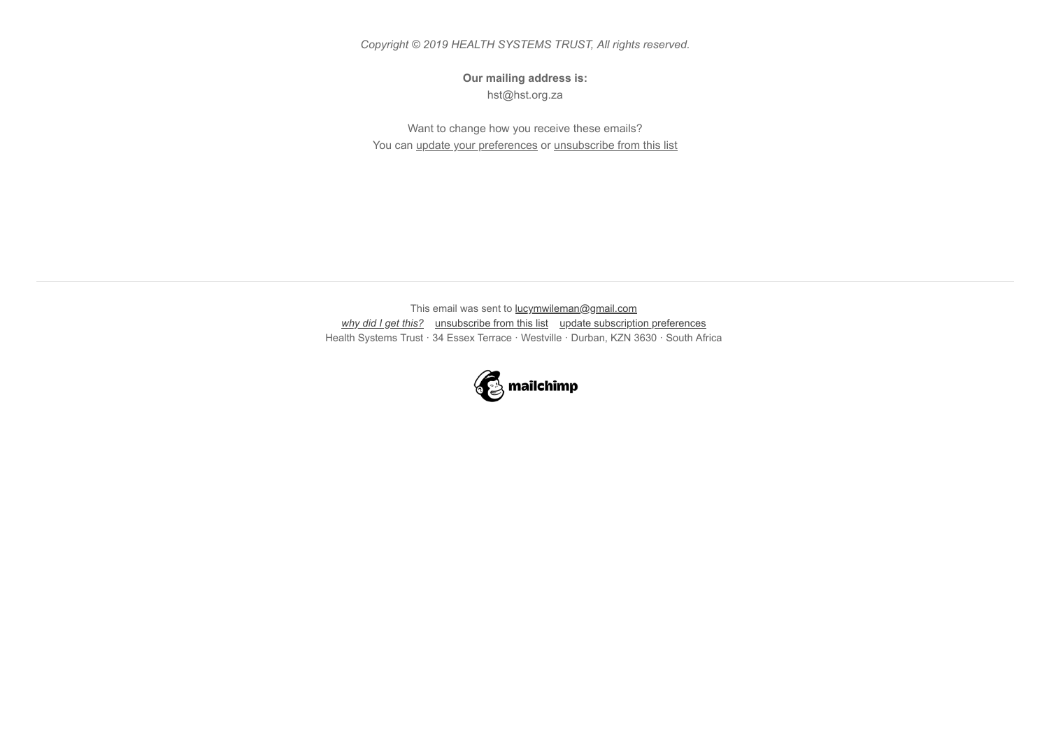*Copyright © 2019 HEALTH SYSTEMS TRUST, All rights reserved.*

**Our mailing address is:**
hst@hst.org.za

Want to change how you receive these emails?
You can update your preferences or unsubscribe from this list

---

This email was sent to lucymwileman@gmail.com
*why did I get this?* unsubscribe from this list update subscription preferences
Health Systems Trust · 34 Essex Terrace · Westville · Durban, KZN 3630 · South Africa

mailchimp